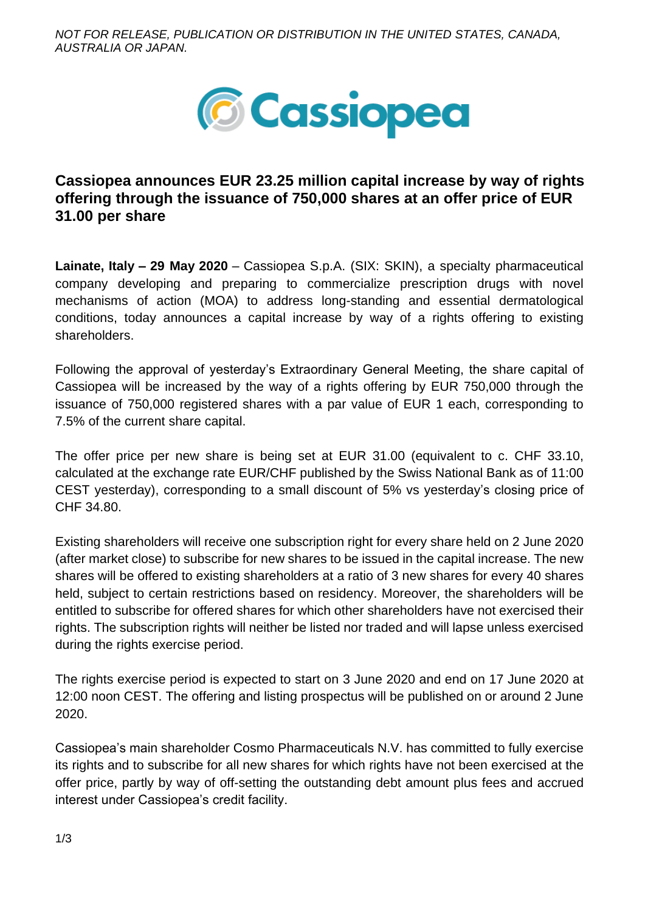*NOT FOR RELEASE, PUBLICATION OR DISTRIBUTION IN THE UNITED STATES, CANADA, AUSTRALIA OR JAPAN.*

Cassiopea

## Cassiopea announces EUR 23.25 million capital increase by way of rights offering through the issuance of 750,000 shares at an offer price of EUR 31.00 per share

**Lainate, Italy – 29 May 2020** – Cassiopea S.p.A. (SIX: SKIN), a specialty pharmaceutical company developing and preparing to commercialize prescription drugs with novel mechanisms of action (MOA) to address long-standing and essential dermatological conditions, today announces a capital increase by way of a rights offering to existing shareholders.

Following the approval of yesterday's Extraordinary General Meeting, the share capital of Cassiopea will be increased by the way of a rights offering by EUR 750,000 through the issuance of 750,000 registered shares with a par value of EUR 1 each, corresponding to 7.5% of the current share capital.

The offer price per new share is being set at EUR 31.00 (equivalent to c. CHF 33.10, calculated at the exchange rate EUR/CHF published by the Swiss National Bank as of 11:00 CEST yesterday), corresponding to a small discount of 5% vs yesterday's closing price of CHF 34.80.

Existing shareholders will receive one subscription right for every share held on 2 June 2020 (after market close) to subscribe for new shares to be issued in the capital increase. The new shares will be offered to existing shareholders at a ratio of 3 new shares for every 40 shares held, subject to certain restrictions based on residency. Moreover, the shareholders will be entitled to subscribe for offered shares for which other shareholders have not exercised their rights. The subscription rights will neither be listed nor traded and will lapse unless exercised during the rights exercise period.

The rights exercise period is expected to start on 3 June 2020 and end on 17 June 2020 at 12:00 noon CEST. The offering and listing prospectus will be published on or around 2 June 2020.

Cassiopea's main shareholder Cosmo Pharmaceuticals N.V. has committed to fully exercise its rights and to subscribe for all new shares for which rights have not been exercised at the offer price, partly by way of off-setting the outstanding debt amount plus fees and accrued interest under Cassiopea's credit facility.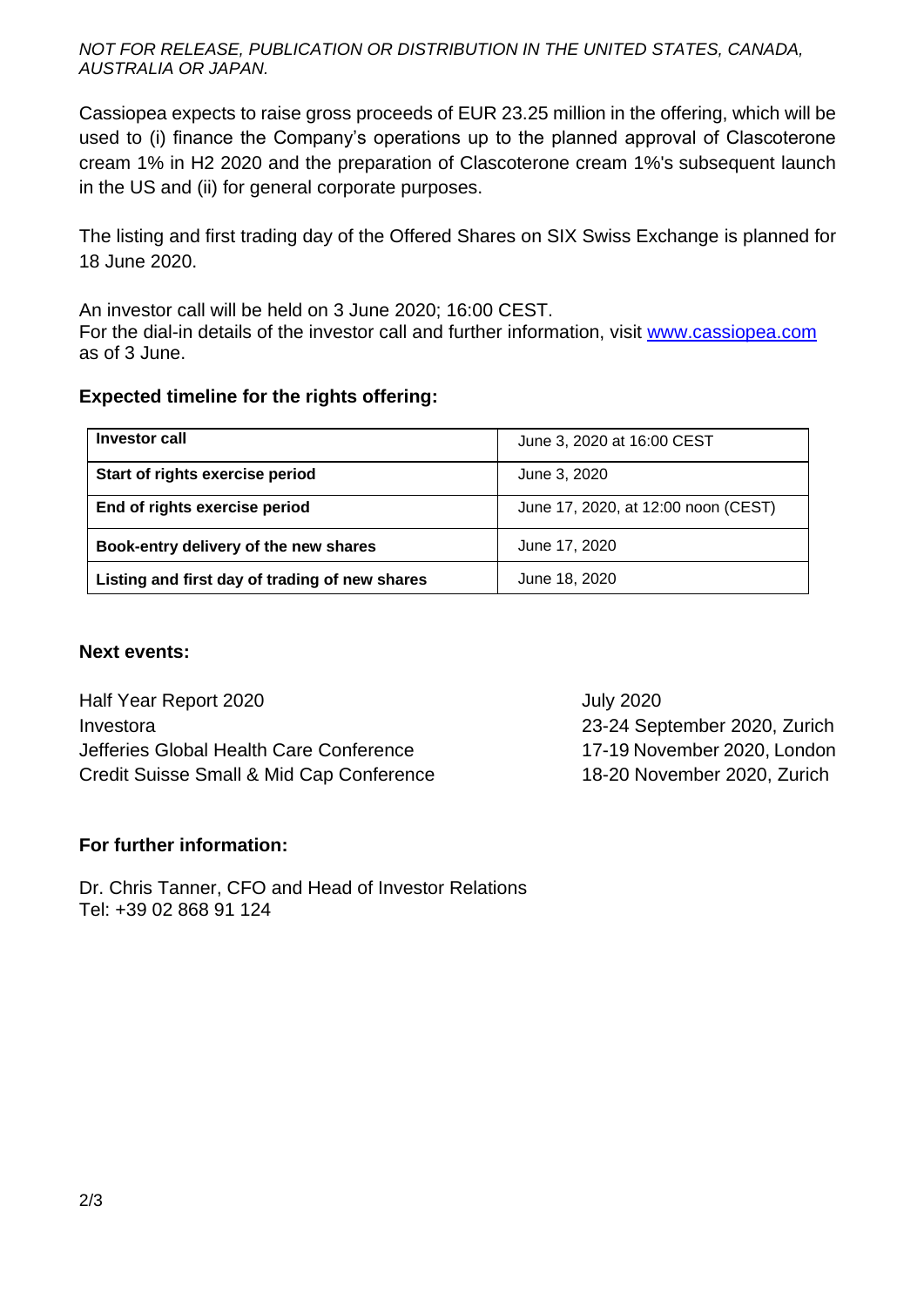*NOT FOR RELEASE, PUBLICATION OR DISTRIBUTION IN THE UNITED STATES, CANADA, AUSTRALIA OR JAPAN.*

Cassiopea expects to raise gross proceeds of EUR 23.25 million in the offering, which will be used to (i) finance the Company's operations up to the planned approval of Clascoterone cream 1% in H2 2020 and the preparation of Clascoterone cream 1%'s subsequent launch in the US and (ii) for general corporate purposes.

The listing and first trading day of the Offered Shares on SIX Swiss Exchange is planned for 18 June 2020.

An investor call will be held on 3 June 2020; 16:00 CEST.
For the dial-in details of the investor call and further information, visit www.cassiopea.com as of 3 June.

**Expected timeline for the rights offering:**

| **Investor call** | June 3, 2020 at 16:00 CEST |
|---|---|
| **Start of rights exercise period** | June 3, 2020 |
| **End of rights exercise period** | June 17, 2020, at 12:00 noon (CEST) |
| **Book-entry delivery of the new shares** | June 17, 2020 |
| **Listing and first day of trading of new shares** | June 18, 2020 |

**Next events:**

| | |
|---|---|
| Half Year Report 2020 | July 2020 |
| Investora | 23-24 September 2020, Zurich |
| Jefferies Global Health Care Conference | 17-19 November 2020, London |
| Credit Suisse Small & Mid Cap Conference | 18-20 November 2020, Zurich |

**For further information:**

Dr. Chris Tanner, CFO and Head of Investor Relations
Tel: +39 02 868 91 124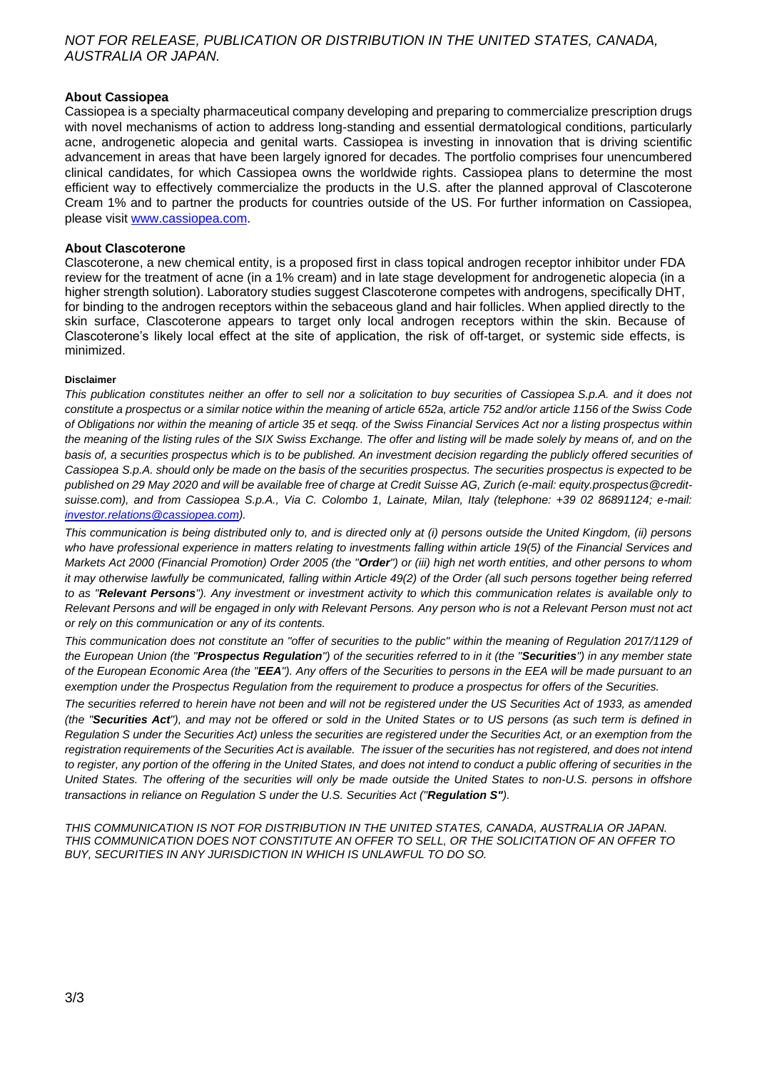*NOT FOR RELEASE, PUBLICATION OR DISTRIBUTION IN THE UNITED STATES, CANADA, AUSTRALIA OR JAPAN.*

**About Cassiopea**

Cassiopea is a specialty pharmaceutical company developing and preparing to commercialize prescription drugs with novel mechanisms of action to address long-standing and essential dermatological conditions, particularly acne, androgenetic alopecia and genital warts. Cassiopea is investing in innovation that is driving scientific advancement in areas that have been largely ignored for decades. The portfolio comprises four unencumbered clinical candidates, for which Cassiopea owns the worldwide rights. Cassiopea plans to determine the most efficient way to effectively commercialize the products in the U.S. after the planned approval of Clascoterone Cream 1% and to partner the products for countries outside of the US. For further information on Cassiopea, please visit www.cassiopea.com.

**About Clascoterone**

Clascoterone, a new chemical entity, is a proposed first in class topical androgen receptor inhibitor under FDA review for the treatment of acne (in a 1% cream) and in late stage development for androgenetic alopecia (in a higher strength solution). Laboratory studies suggest Clascoterone competes with androgens, specifically DHT, for binding to the androgen receptors within the sebaceous gland and hair follicles. When applied directly to the skin surface, Clascoterone appears to target only local androgen receptors within the skin. Because of Clascoterone's likely local effect at the site of application, the risk of off-target, or systemic side effects, is minimized.

**Disclaimer**

*This publication constitutes neither an offer to sell nor a solicitation to buy securities of Cassiopea S.p.A. and it does not constitute a prospectus or a similar notice within the meaning of article 652a, article 752 and/or article 1156 of the Swiss Code of Obligations nor within the meaning of article 35 et seqq. of the Swiss Financial Services Act nor a listing prospectus within the meaning of the listing rules of the SIX Swiss Exchange. The offer and listing will be made solely by means of, and on the basis of, a securities prospectus which is to be published. An investment decision regarding the publicly offered securities of Cassiopea S.p.A. should only be made on the basis of the securities prospectus. The securities prospectus is expected to be published on 29 May 2020 and will be available free of charge at Credit Suisse AG, Zurich (e-mail: equity.prospectus@credit-suisse.com), and from Cassiopea S.p.A., Via C. Colombo 1, Lainate, Milan, Italy (telephone: +39 02 86891124; e-mail: investor.relations@cassiopea.com).*

*This communication is being distributed only to, and is directed only at (i) persons outside the United Kingdom, (ii) persons who have professional experience in matters relating to investments falling within article 19(5) of the Financial Services and Markets Act 2000 (Financial Promotion) Order 2005 (the "**Order**") or (iii) high net worth entities, and other persons to whom it may otherwise lawfully be communicated, falling within Article 49(2) of the Order (all such persons together being referred to as "**Relevant Persons**"). Any investment or investment activity to which this communication relates is available only to Relevant Persons and will be engaged in only with Relevant Persons. Any person who is not a Relevant Person must not act or rely on this communication or any of its contents.*

*This communication does not constitute an "offer of securities to the public" within the meaning of Regulation 2017/1129 of the European Union (the "**Prospectus Regulation**") of the securities referred to in it (the "**Securities**") in any member state of the European Economic Area (the "**EEA**"). Any offers of the Securities to persons in the EEA will be made pursuant to an exemption under the Prospectus Regulation from the requirement to produce a prospectus for offers of the Securities.*

*The securities referred to herein have not been and will not be registered under the US Securities Act of 1933, as amended (the "**Securities Act**"), and may not be offered or sold in the United States or to US persons (as such term is defined in Regulation S under the Securities Act) unless the securities are registered under the Securities Act, or an exemption from the registration requirements of the Securities Act is available. The issuer of the securities has not registered, and does not intend to register, any portion of the offering in the United States, and does not intend to conduct a public offering of securities in the United States. The offering of the securities will only be made outside the United States to non-U.S. persons in offshore transactions in reliance on Regulation S under the U.S. Securities Act ("**Regulation S**").*

*THIS COMMUNICATION IS NOT FOR DISTRIBUTION IN THE UNITED STATES, CANADA, AUSTRALIA OR JAPAN. THIS COMMUNICATION DOES NOT CONSTITUTE AN OFFER TO SELL, OR THE SOLICITATION OF AN OFFER TO BUY, SECURITIES IN ANY JURISDICTION IN WHICH IS UNLAWFUL TO DO SO.*